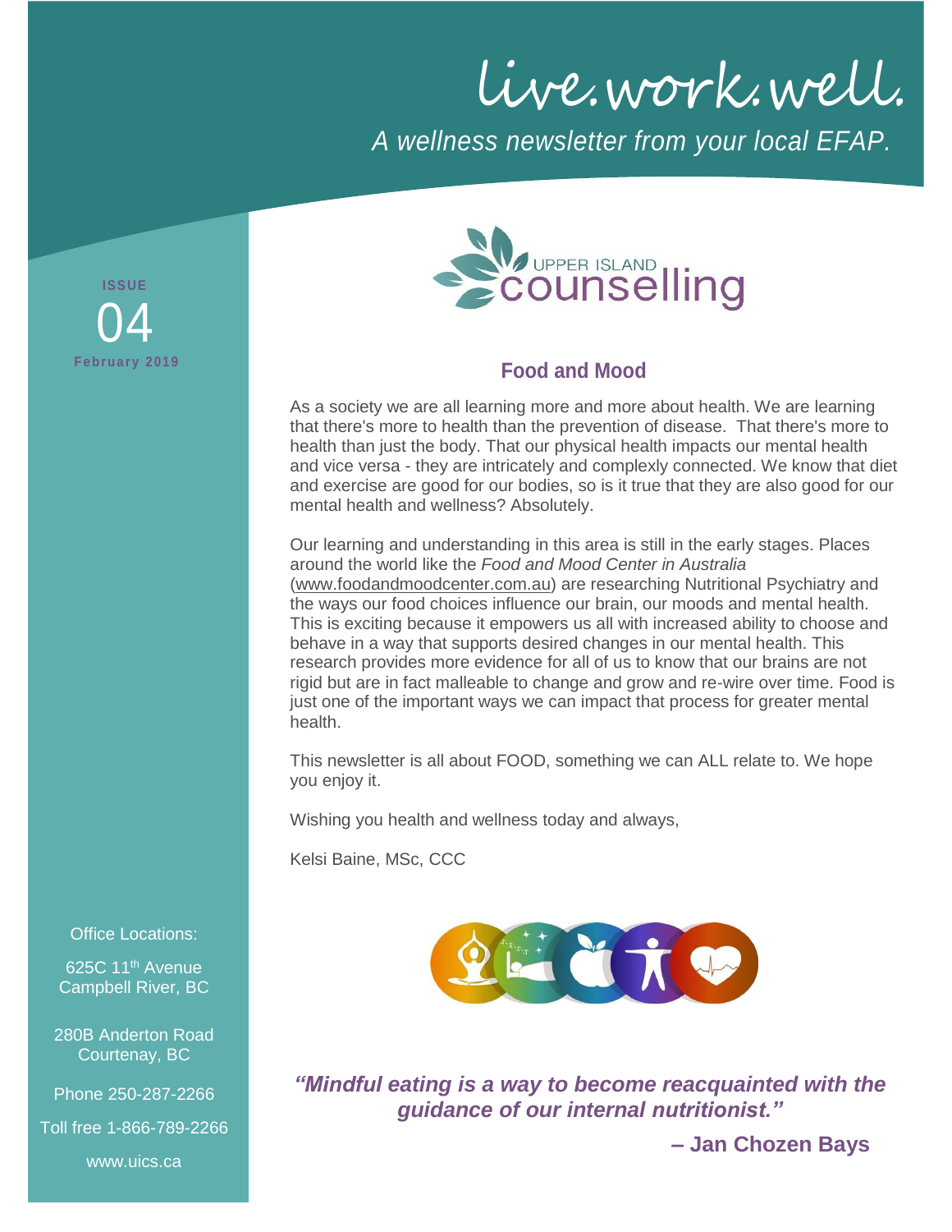# live. work. well.

*A wellness newsletter from your local EFAP.*

**ISSUE**
04
**February 2019**

UPPER ISLAND counselling

## Food and Mood

As a society we are all learning more and more about health. We are learning that there's more to health than the prevention of disease. That there's more to health than just the body. That our physical health impacts our mental health and vice versa - they are intricately and complexly connected. We know that diet and exercise are good for our bodies, so is it true that they are also good for our mental health and wellness? Absolutely.

Our learning and understanding in this area is still in the early stages. Places around the world like the *Food and Mood Center in Australia* (www.foodandmoodcenter.com.au) are researching Nutritional Psychiatry and the ways our food choices influence our brain, our moods and mental health. This is exciting because it empowers us all with increased ability to choose and behave in a way that supports desired changes in our mental health. This research provides more evidence for all of us to know that our brains are not rigid but are in fact malleable to change and grow and re-wire over time. Food is just one of the important ways we can impact that process for greater mental health.

This newsletter is all about FOOD, something we can ALL relate to. We hope you enjoy it.

Wishing you health and wellness today and always,

Kelsi Baine, MSc, CCC

***"Mindful eating is a way to become reacquainted with the guidance of our internal nutritionist."***

**– Jan Chozen Bays**

Office Locations:

625C 11th Avenue
Campbell River, BC

280B Anderton Road
Courtenay, BC

Phone 250-287-2266

Toll free 1-866-789-2266

www.uics.ca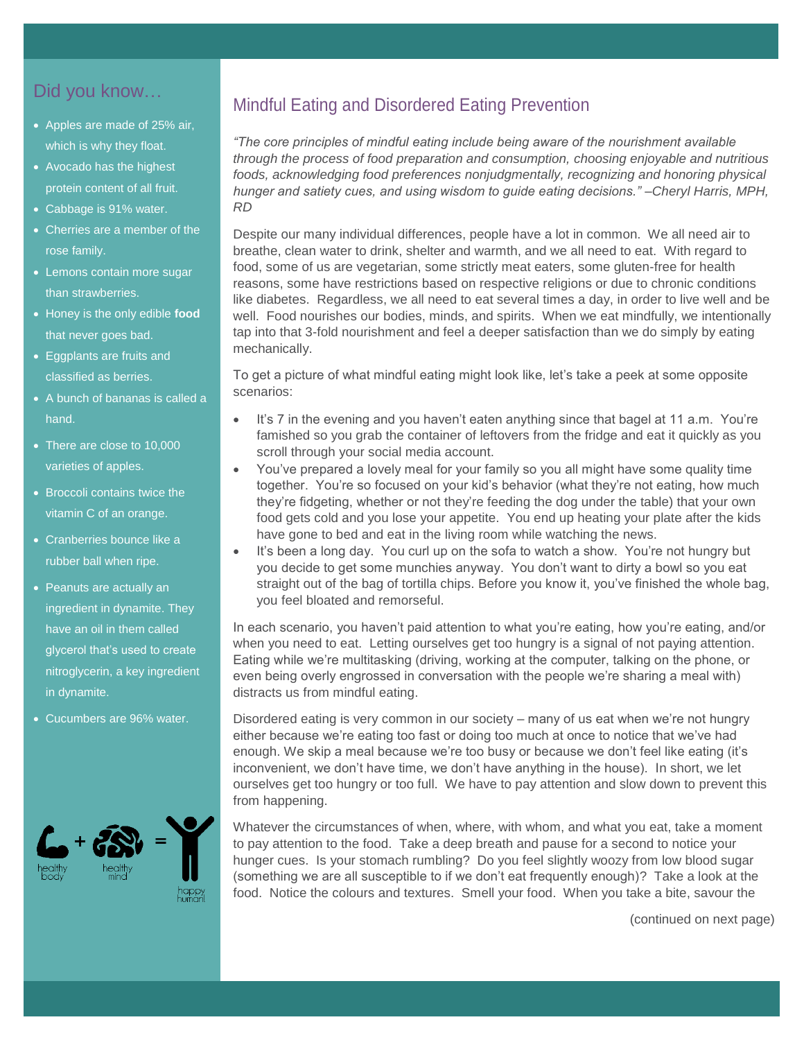## Did you know…

- Apples are made of 25% air, which is why they float.
- Avocado has the highest protein content of all fruit.
- Cabbage is 91% water.
- Cherries are a member of the rose family.
- Lemons contain more sugar than strawberries.
- Honey is the only edible **food** that never goes bad.
- Eggplants are fruits and classified as berries.
- A bunch of bananas is called a hand.
- There are close to 10,000 varieties of apples.
- Broccoli contains twice the vitamin C of an orange.
- Cranberries bounce like a rubber ball when ripe.
- Peanuts are actually an ingredient in dynamite. They have an oil in them called glycerol that's used to create nitroglycerin, a key ingredient in dynamite.
- Cucumbers are 96% water.

healthy body + healthy mind = happy human

## Mindful Eating and Disordered Eating Prevention

*"The core principles of mindful eating include being aware of the nourishment available through the process of food preparation and consumption, choosing enjoyable and nutritious foods, acknowledging food preferences nonjudgmentally, recognizing and honoring physical hunger and satiety cues, and using wisdom to guide eating decisions." –Cheryl Harris, MPH, RD*

Despite our many individual differences, people have a lot in common. We all need air to breathe, clean water to drink, shelter and warmth, and we all need to eat. With regard to food, some of us are vegetarian, some strictly meat eaters, some gluten-free for health reasons, some have restrictions based on respective religions or due to chronic conditions like diabetes. Regardless, we all need to eat several times a day, in order to live well and be well. Food nourishes our bodies, minds, and spirits. When we eat mindfully, we intentionally tap into that 3-fold nourishment and feel a deeper satisfaction than we do simply by eating mechanically.

To get a picture of what mindful eating might look like, let's take a peek at some opposite scenarios:

- It's 7 in the evening and you haven't eaten anything since that bagel at 11 a.m. You're famished so you grab the container of leftovers from the fridge and eat it quickly as you scroll through your social media account.
- You've prepared a lovely meal for your family so you all might have some quality time together. You're so focused on your kid's behavior (what they're not eating, how much they're fidgeting, whether or not they're feeding the dog under the table) that your own food gets cold and you lose your appetite. You end up heating your plate after the kids have gone to bed and eat in the living room while watching the news.
- It's been a long day. You curl up on the sofa to watch a show. You're not hungry but you decide to get some munchies anyway. You don't want to dirty a bowl so you eat straight out of the bag of tortilla chips. Before you know it, you've finished the whole bag, you feel bloated and remorseful.

In each scenario, you haven't paid attention to what you're eating, how you're eating, and/or when you need to eat. Letting ourselves get too hungry is a signal of not paying attention. Eating while we're multitasking (driving, working at the computer, talking on the phone, or even being overly engrossed in conversation with the people we're sharing a meal with) distracts us from mindful eating.

Disordered eating is very common in our society – many of us eat when we're not hungry either because we're eating too fast or doing too much at once to notice that we've had enough. We skip a meal because we're too busy or because we don't feel like eating (it's inconvenient, we don't have time, we don't have anything in the house). In short, we let ourselves get too hungry or too full. We have to pay attention and slow down to prevent this from happening.

Whatever the circumstances of when, where, with whom, and what you eat, take a moment to pay attention to the food. Take a deep breath and pause for a second to notice your hunger cues. Is your stomach rumbling? Do you feel slightly woozy from low blood sugar (something we are all susceptible to if we don't eat frequently enough)? Take a look at the food. Notice the colours and textures. Smell your food. When you take a bite, savour the

(continued on next page)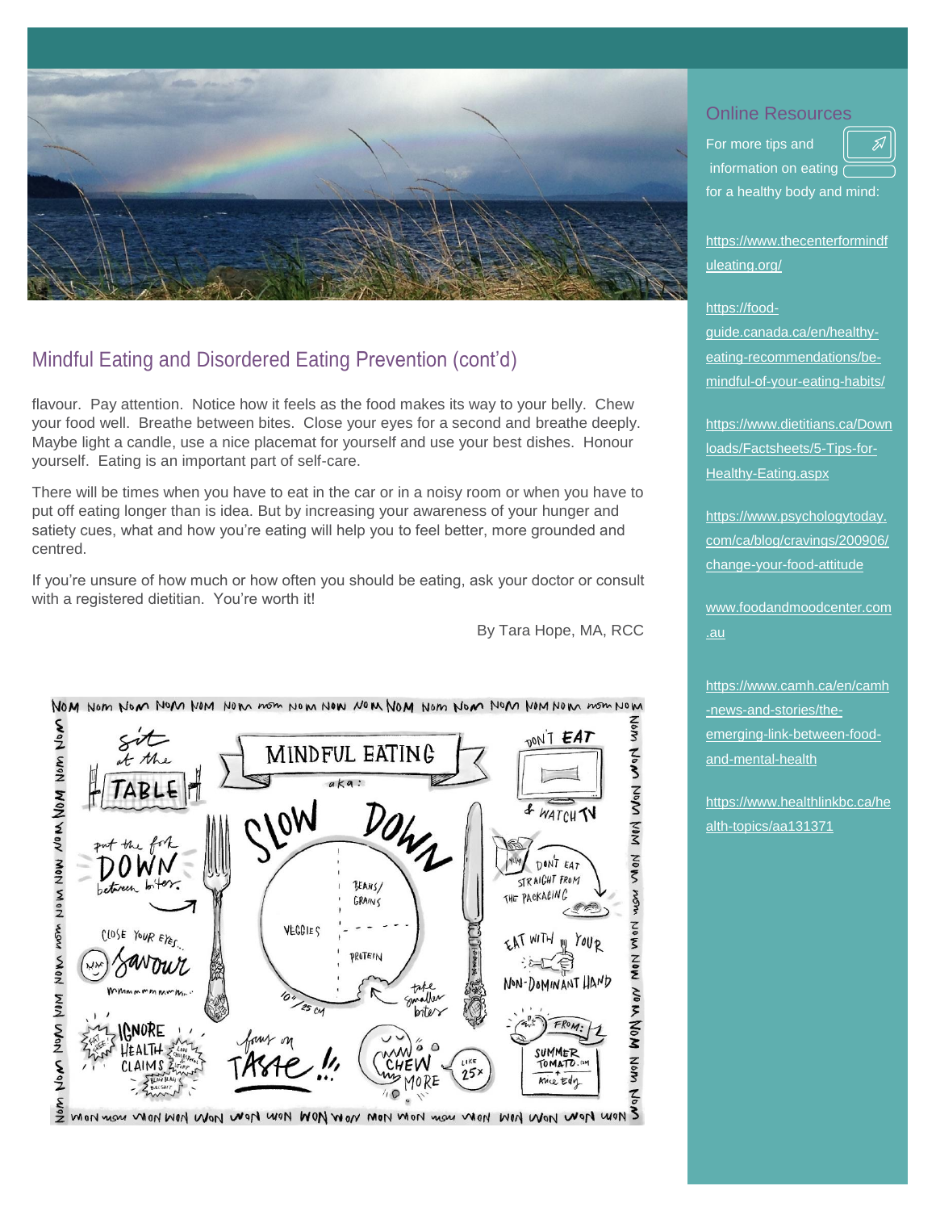## Mindful Eating and Disordered Eating Prevention (cont'd)

flavour. Pay attention. Notice how it feels as the food makes its way to your belly. Chew your food well. Breathe between bites. Close your eyes for a second and breathe deeply. Maybe light a candle, use a nice placemat for yourself and use your best dishes. Honour yourself. Eating is an important part of self-care.

There will be times when you have to eat in the car or in a noisy room or when you have to put off eating longer than is idea. But by increasing your awareness of your hunger and satiety cues, what and how you're eating will help you to feel better, more grounded and centred.

If you're unsure of how much or how often you should be eating, ask your doctor or consult with a registered dietitian. You're worth it!

By Tara Hope, MA, RCC

### Online Resources

For more tips and information on eating for a healthy body and mind:

https://www.thecenterformindfuleating.org/

https://food-guide.canada.ca/en/healthy-eating-recommendations/be-mindful-of-your-eating-habits/

https://www.dietitians.ca/Downloads/Factsheets/5-Tips-for-Healthy-Eating.aspx

https://www.psychologytoday.com/ca/blog/cravings/200906/change-your-food-attitude

www.foodandmoodcenter.com.au

https://www.camh.ca/en/camh-news-and-stories/the-emerging-link-between-food-and-mental-health

https://www.healthlinkbc.ca/health-topics/aa131371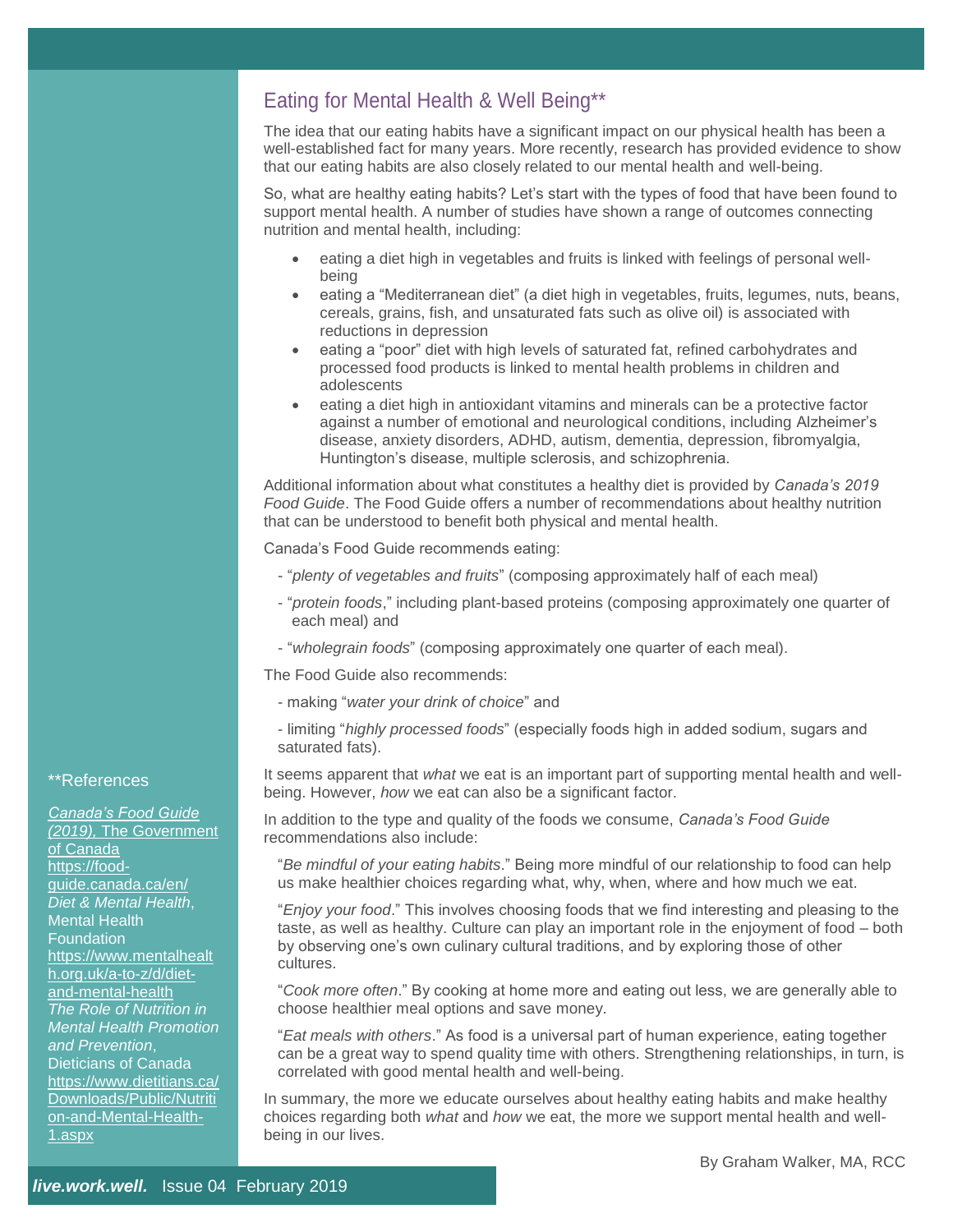# Eating for Mental Health & Well Being**

The idea that our eating habits have a significant impact on our physical health has been a well-established fact for many years. More recently, research has provided evidence to show that our eating habits are also closely related to our mental health and well-being.

So, what are healthy eating habits? Let's start with the types of food that have been found to support mental health. A number of studies have shown a range of outcomes connecting nutrition and mental health, including:

- eating a diet high in vegetables and fruits is linked with feelings of personal well-being
- eating a "Mediterranean diet" (a diet high in vegetables, fruits, legumes, nuts, beans, cereals, grains, fish, and unsaturated fats such as olive oil) is associated with reductions in depression
- eating a "poor" diet with high levels of saturated fat, refined carbohydrates and processed food products is linked to mental health problems in children and adolescents
- eating a diet high in antioxidant vitamins and minerals can be a protective factor against a number of emotional and neurological conditions, including Alzheimer's disease, anxiety disorders, ADHD, autism, dementia, depression, fibromyalgia, Huntington's disease, multiple sclerosis, and schizophrenia.

Additional information about what constitutes a healthy diet is provided by *Canada's 2019 Food Guide*. The Food Guide offers a number of recommendations about healthy nutrition that can be understood to benefit both physical and mental health.

Canada's Food Guide recommends eating:

- "*plenty of vegetables and fruits*" (composing approximately half of each meal)
- "*protein foods*," including plant-based proteins (composing approximately one quarter of each meal) and
- "*wholegrain foods*" (composing approximately one quarter of each meal).

The Food Guide also recommends:

- making "*water your drink of choice*" and
- limiting "*highly processed foods*" (especially foods high in added sodium, sugars and saturated fats).

It seems apparent that *what* we eat is an important part of supporting mental health and well-being. However, *how* we eat can also be a significant factor.

In addition to the type and quality of the foods we consume, *Canada's Food Guide* recommendations also include:

"*Be mindful of your eating habits*." Being more mindful of our relationship to food can help us make healthier choices regarding what, why, when, where and how much we eat.

"*Enjoy your food*." This involves choosing foods that we find interesting and pleasing to the taste, as well as healthy. Culture can play an important role in the enjoyment of food – both by observing one's own culinary cultural traditions, and by exploring those of other cultures.

"*Cook more often*." By cooking at home more and eating out less, we are generally able to choose healthier meal options and save money.

"*Eat meals with others*." As food is a universal part of human experience, eating together can be a great way to spend quality time with others. Strengthening relationships, in turn, is correlated with good mental health and well-being.

In summary, the more we educate ourselves about healthy eating habits and make healthy choices regarding both *what* and *how* we eat, the more we support mental health and well-being in our lives.

By Graham Walker, MA, RCC

**References

*Canada's Food Guide (2019),* The Government of Canada https://food-guide.canada.ca/en/

*Diet & Mental Health*, Mental Health Foundation https://www.mentalhealth.org.uk/a-to-z/d/diet-and-mental-health

*The Role of Nutrition in Mental Health Promotion and Prevention*, Dieticians of Canada https://www.dietitians.ca/Downloads/Public/Nutrition-and-Mental-Health-1.aspx